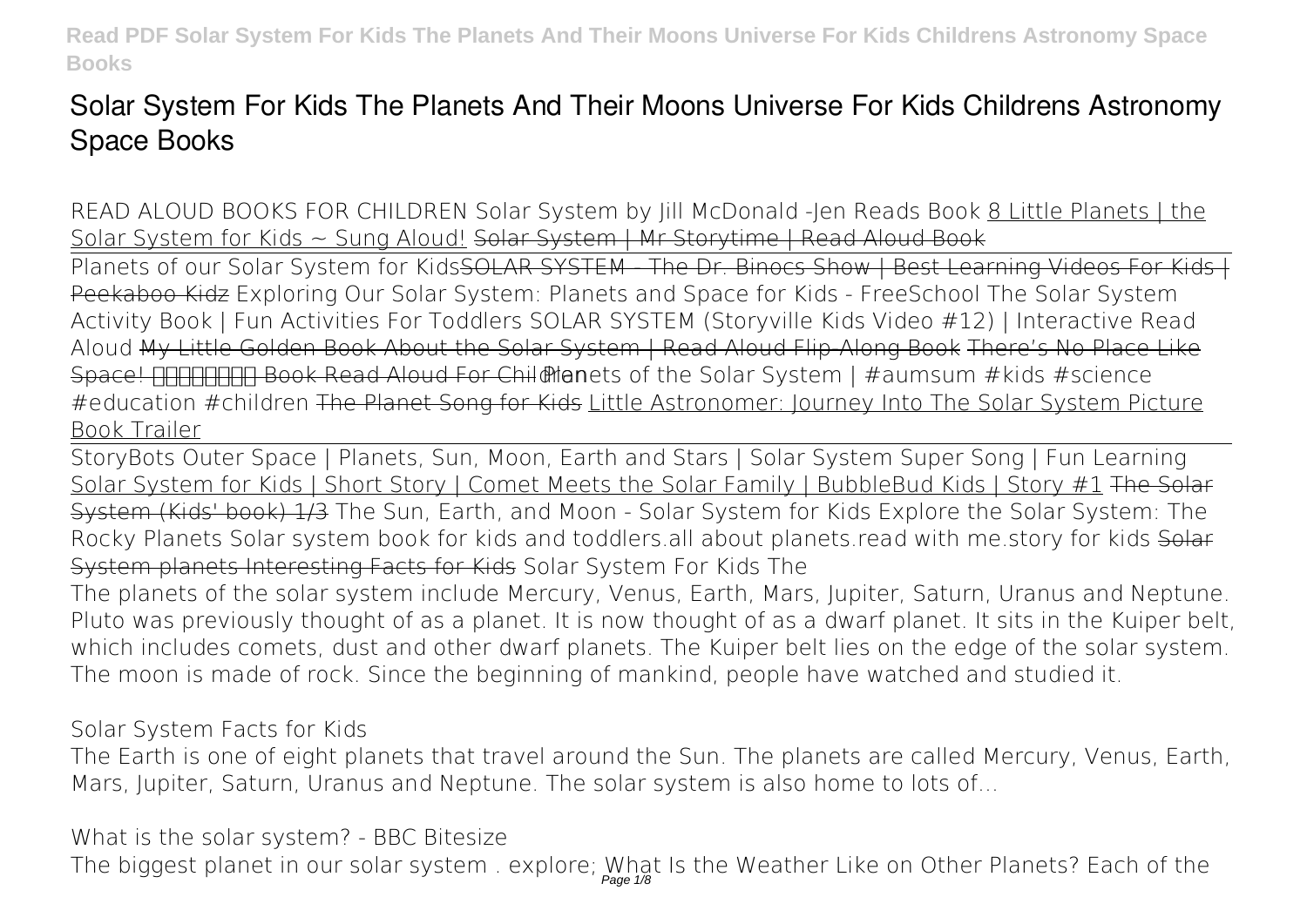# Solar System For Kids The Planets And Their Moons Universe For Kids Childrens Astronomy Space Books

READ ALOUD BOOKS FOR CHILDREN Solar System by Jill McDonald -Jen Reads Book 8 Little Planets | the Solar System for Kids ~ Sung Aloud! ~~Solar System | Mr Storytime | Read Aloud Book~~

Planets of our Solar System for Kids~~SOLAR SYSTEM - The Dr. Binocs Show | Best Learning Videos For Kids | Peekaboo Kidz~~ Exploring Our Solar System: Planets and Space for Kids - FreeSchool The Solar System Activity Book | Fun Activities For Toddlers SOLAR SYSTEM (Storyville Kids Video #12) | Interactive Read Aloud ~~My Little Golden Book About the Solar System | Read Aloud Flip-Along Book There's No Place Like Space! Book Read Aloud For Children~~ Planets of the Solar System | #aumsum #kids #science #education #children ~~The Planet Song for Kids~~ Little Astronomer: Journey Into The Solar System Picture Book Trailer

StoryBots Outer Space | Planets, Sun, Moon, Earth and Stars | Solar System Super Song | Fun Learning Solar System for Kids | Short Story | Comet Meets the Solar Family | BubbleBud Kids | Story #1 ~~The Solar System (Kids' book) 1/3~~ The Sun, Earth, and Moon - Solar System for Kids Explore the Solar System: The Rocky Planets Solar system book for kids and toddlers.all about planets.read with me.story for kids ~~Solar System planets Interesting Facts for Kids~~ Solar System For Kids The

The planets of the solar system include Mercury, Venus, Earth, Mars, Jupiter, Saturn, Uranus and Neptune. Pluto was previously thought of as a planet. It is now thought of as a dwarf planet. It sits in the Kuiper belt, which includes comets, dust and other dwarf planets. The Kuiper belt lies on the edge of the solar system. The moon is made of rock. Since the beginning of mankind, people have watched and studied it.

Solar System Facts for Kids

The Earth is one of eight planets that travel around the Sun. The planets are called Mercury, Venus, Earth, Mars, Jupiter, Saturn, Uranus and Neptune. The solar system is also home to lots of...

What is the solar system? - BBC Bitesize

The biggest planet in our solar system . explore; What Is the Weather Like on Other Planets? Each of the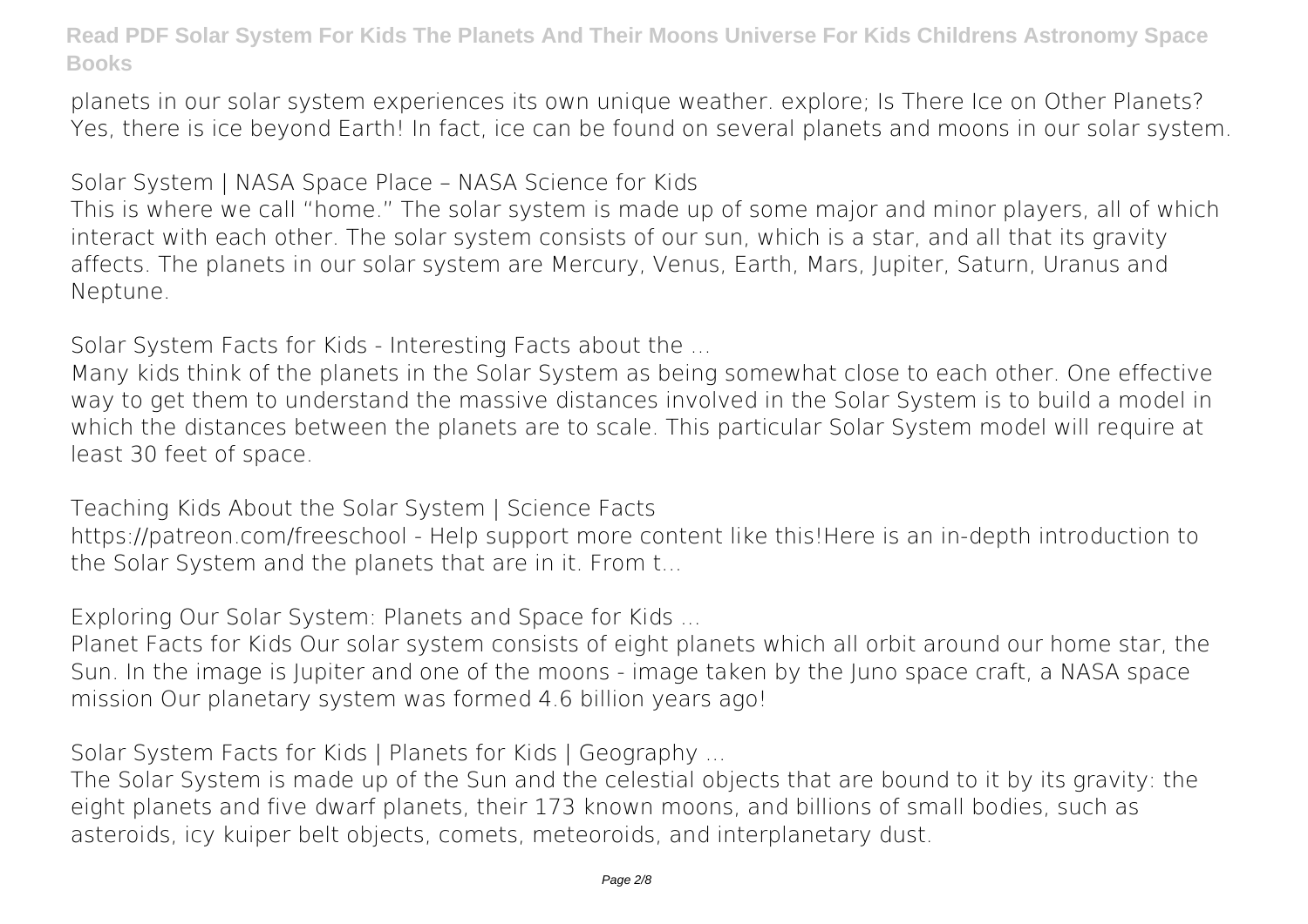planets in our solar system experiences its own unique weather. explore; Is There Ice on Other Planets? Yes, there is ice beyond Earth! In fact, ice can be found on several planets and moons in our solar system.

**Solar System | NASA Space Place – NASA Science for Kids**

This is where we call "home." The solar system is made up of some major and minor players, all of which interact with each other. The solar system consists of our sun, which is a star, and all that its gravity affects. The planets in our solar system are Mercury, Venus, Earth, Mars, Jupiter, Saturn, Uranus and Neptune.

**Solar System Facts for Kids - Interesting Facts about the ...**

Many kids think of the planets in the Solar System as being somewhat close to each other. One effective way to get them to understand the massive distances involved in the Solar System is to build a model in which the distances between the planets are to scale. This particular Solar System model will require at least 30 feet of space.

**Teaching Kids About the Solar System | Science Facts**

https://patreon.com/freeschool - Help support more content like this!Here is an in-depth introduction to the Solar System and the planets that are in it. From t...

**Exploring Our Solar System: Planets and Space for Kids ...**

Planet Facts for Kids Our solar system consists of eight planets which all orbit around our home star, the Sun. In the image is Jupiter and one of the moons - image taken by the Juno space craft, a NASA space mission Our planetary system was formed 4.6 billion years ago!

**Solar System Facts for Kids | Planets for Kids | Geography ...**

The Solar System is made up of the Sun and the celestial objects that are bound to it by its gravity: the eight planets and five dwarf planets, their 173 known moons, and billions of small bodies, such as asteroids, icy kuiper belt objects, comets, meteoroids, and interplanetary dust.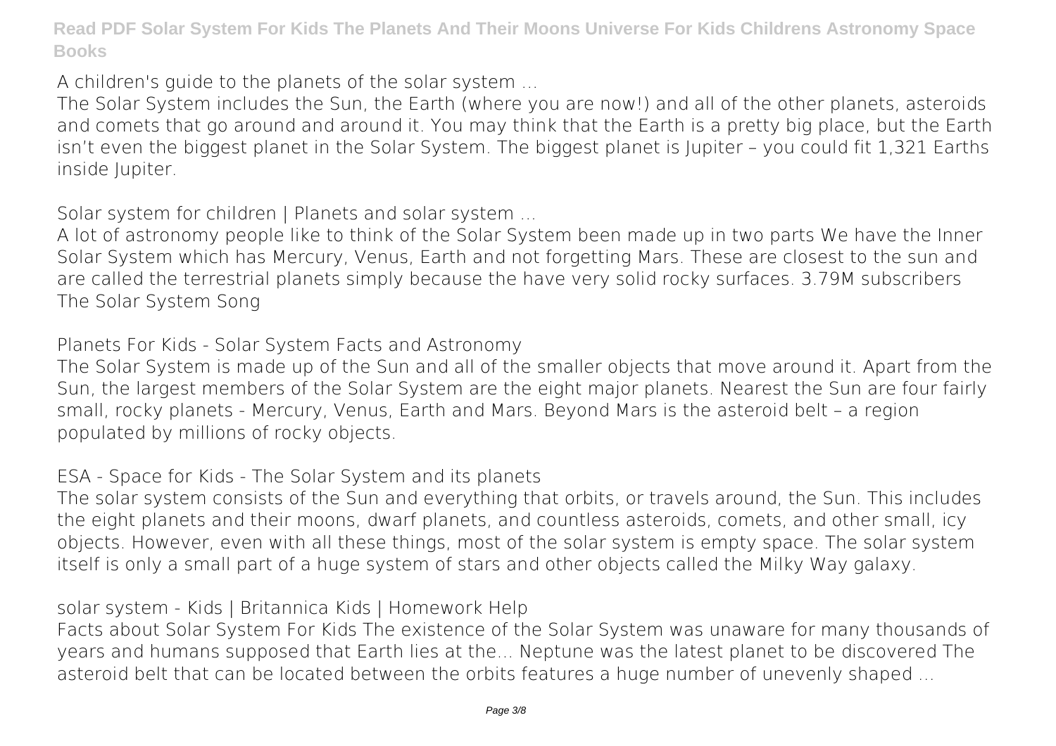**A children's guide to the planets of the solar system ...**

The Solar System includes the Sun, the Earth (where you are now!) and all of the other planets, asteroids and comets that go around and around it. You may think that the Earth is a pretty big place, but the Earth isn't even the biggest planet in the Solar System. The biggest planet is Jupiter – you could fit 1,321 Earths inside Jupiter.

**Solar system for children | Planets and solar system ...**

A lot of astronomy people like to think of the Solar System been made up in two parts We have the Inner Solar System which has Mercury, Venus, Earth and not forgetting Mars. These are closest to the sun and are called the terrestrial planets simply because the have very solid rocky surfaces. 3.79M subscribers The Solar System Song

**Planets For Kids - Solar System Facts and Astronomy**

The Solar System is made up of the Sun and all of the smaller objects that move around it. Apart from the Sun, the largest members of the Solar System are the eight major planets. Nearest the Sun are four fairly small, rocky planets - Mercury, Venus, Earth and Mars. Beyond Mars is the asteroid belt – a region populated by millions of rocky objects.

**ESA - Space for Kids - The Solar System and its planets**

The solar system consists of the Sun and everything that orbits, or travels around, the Sun. This includes the eight planets and their moons, dwarf planets, and countless asteroids, comets, and other small, icy objects. However, even with all these things, most of the solar system is empty space. The solar system itself is only a small part of a huge system of stars and other objects called the Milky Way galaxy.

**solar system - Kids | Britannica Kids | Homework Help**

Facts about Solar System For Kids The existence of the Solar System was unaware for many thousands of years and humans supposed that Earth lies at the... Neptune was the latest planet to be discovered The asteroid belt that can be located between the orbits features a huge number of unevenly shaped ...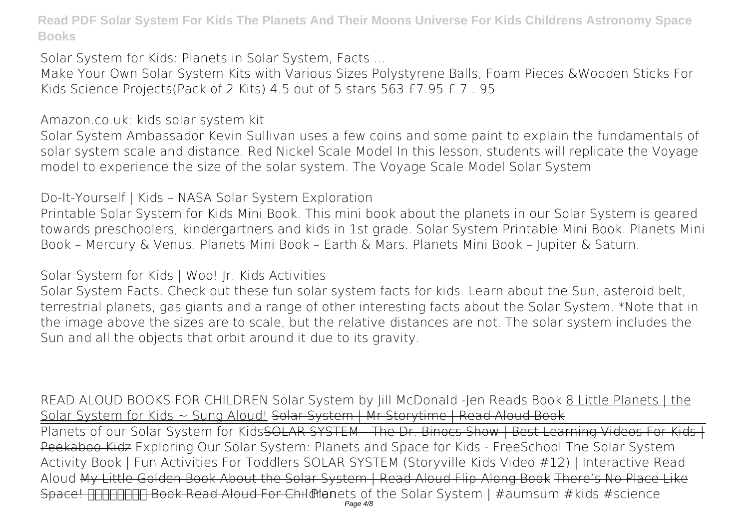**Solar System for Kids: Planets in Solar System, Facts ...**

Make Your Own Solar System Kits with Various Sizes Polystyrene Balls, Foam Pieces &Wooden Sticks For Kids Science Projects(Pack of 2 Kits) 4.5 out of 5 stars 563 £7.95 £ 7 . 95

**Amazon.co.uk: kids solar system kit**

Solar System Ambassador Kevin Sullivan uses a few coins and some paint to explain the fundamentals of solar system scale and distance. Red Nickel Scale Model In this lesson, students will replicate the Voyage model to experience the size of the solar system. The Voyage Scale Model Solar System

**Do-It-Yourself | Kids – NASA Solar System Exploration**

Printable Solar System for Kids Mini Book. This mini book about the planets in our Solar System is geared towards preschoolers, kindergartners and kids in 1st grade. Solar System Printable Mini Book. Planets Mini Book – Mercury & Venus. Planets Mini Book – Earth & Mars. Planets Mini Book – Jupiter & Saturn.

**Solar System for Kids | Woo! Jr. Kids Activities**

Solar System Facts. Check out these fun solar system facts for kids. Learn about the Sun, asteroid belt, terrestrial planets, gas giants and a range of other interesting facts about the Solar System. *Note that in the image above the sizes are to scale, but the relative distances are not. The solar system includes the Sun and all the objects that orbit around it due to its gravity.

READ ALOUD BOOKS FOR CHILDREN Solar System by Jill McDonald -Jen Reads Book 8 Little Planets | the Solar System for Kids ~ Sung Aloud! ~~Solar System | Mr Storytime | Read Aloud Book~~

Planets of our Solar System for Kids~~SOLAR SYSTEM - The Dr. Binocs Show | Best Learning Videos For Kids | Peekaboo Kidz~~ Exploring Our Solar System: Planets and Space for Kids - FreeSchool The Solar System Activity Book | Fun Activities For Toddlers SOLAR SYSTEM (Storyville Kids Video #12) | Interactive Read Aloud ~~My Little Golden Book About the Solar System | Read Aloud Flip-Along Book There's No Place Like Space! Book Read Aloud For Children~~ Planets of the Solar System | #aumsum #kids #science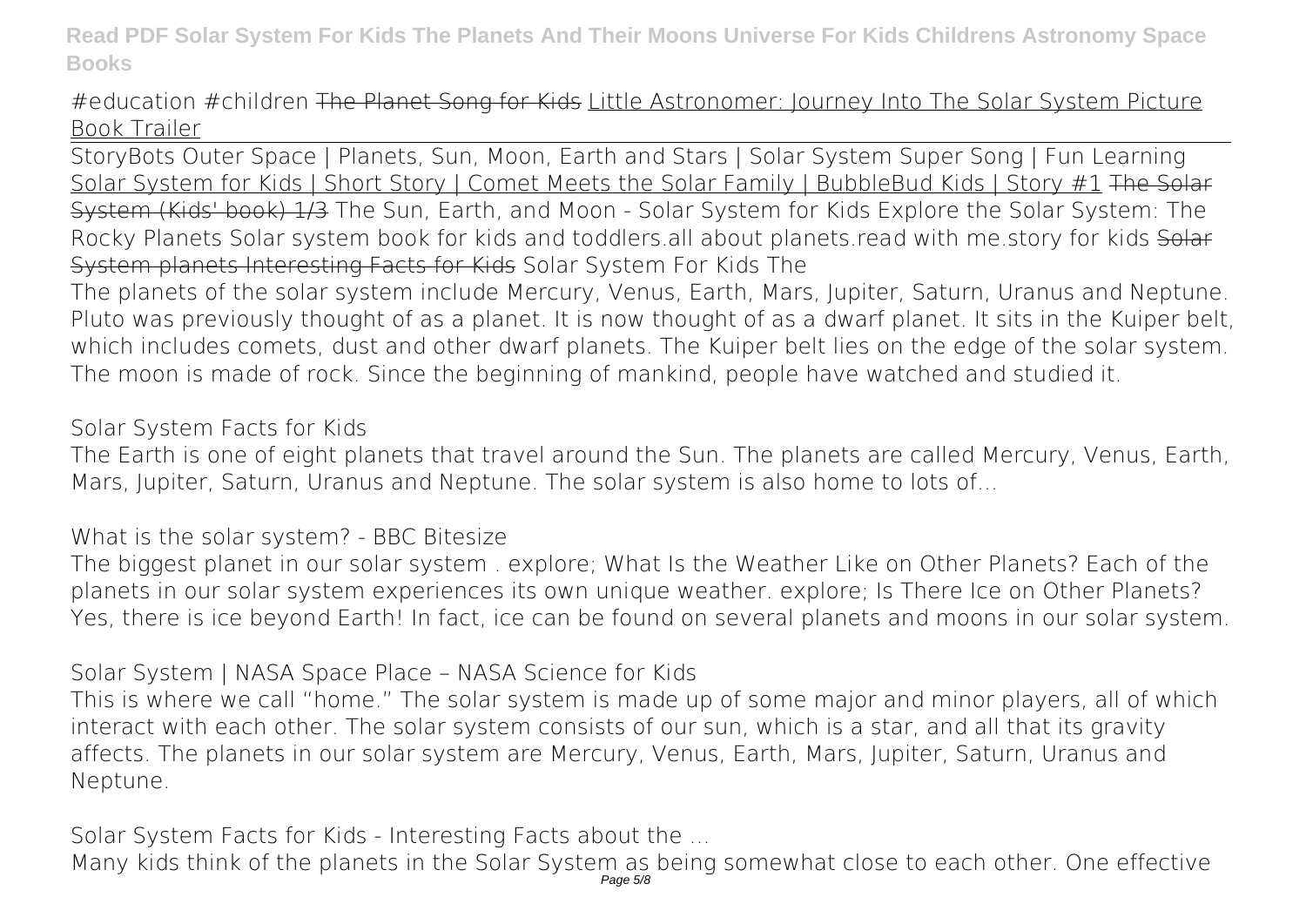#education #children The Planet Song for Kids Little Astronomer: Journey Into The Solar System Picture Book Trailer

StoryBots Outer Space | Planets, Sun, Moon, Earth and Stars | Solar System Super Song | Fun Learning Solar System for Kids | Short Story | Comet Meets the Solar Family | BubbleBud Kids | Story #1 The Solar System (Kids' book) 1/3 The Sun, Earth, and Moon - Solar System for Kids Explore the Solar System: The Rocky Planets Solar system book for kids and toddlers.all about planets.read with me.story for kids Solar System planets Interesting Facts for Kids Solar System For Kids The

The planets of the solar system include Mercury, Venus, Earth, Mars, Jupiter, Saturn, Uranus and Neptune. Pluto was previously thought of as a planet. It is now thought of as a dwarf planet. It sits in the Kuiper belt, which includes comets, dust and other dwarf planets. The Kuiper belt lies on the edge of the solar system. The moon is made of rock. Since the beginning of mankind, people have watched and studied it.

Solar System Facts for Kids

The Earth is one of eight planets that travel around the Sun. The planets are called Mercury, Venus, Earth, Mars, Jupiter, Saturn, Uranus and Neptune. The solar system is also home to lots of...

What is the solar system? - BBC Bitesize

The biggest planet in our solar system . explore; What Is the Weather Like on Other Planets? Each of the planets in our solar system experiences its own unique weather. explore; Is There Ice on Other Planets? Yes, there is ice beyond Earth! In fact, ice can be found on several planets and moons in our solar system.

Solar System | NASA Space Place – NASA Science for Kids

This is where we call "home." The solar system is made up of some major and minor players, all of which interact with each other. The solar system consists of our sun, which is a star, and all that its gravity affects. The planets in our solar system are Mercury, Venus, Earth, Mars, Jupiter, Saturn, Uranus and Neptune.

Solar System Facts for Kids - Interesting Facts about the ...

Many kids think of the planets in the Solar System as being somewhat close to each other. One effective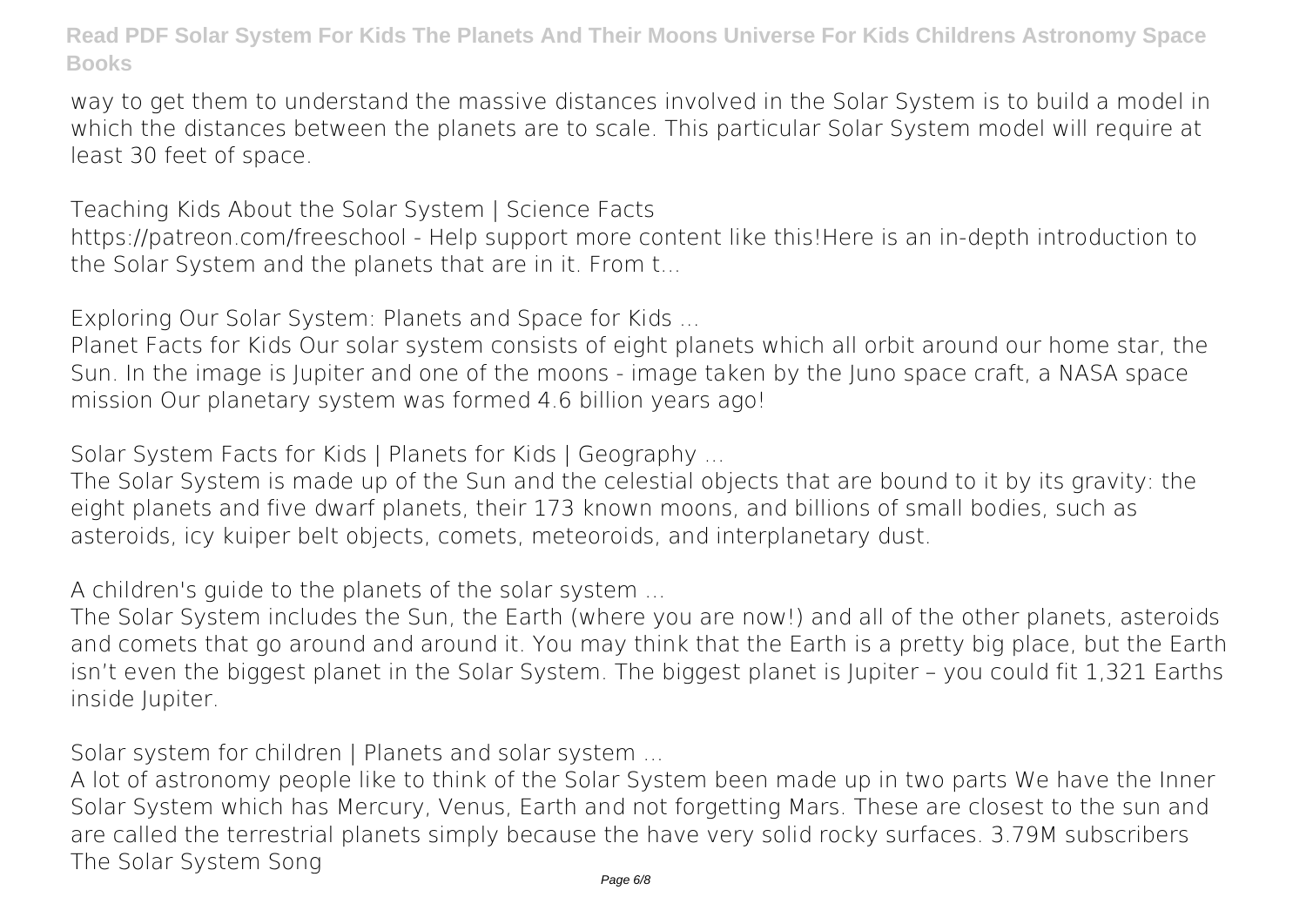way to get them to understand the massive distances involved in the Solar System is to build a model in which the distances between the planets are to scale. This particular Solar System model will require at least 30 feet of space.

**Teaching Kids About the Solar System | Science Facts**

https://patreon.com/freeschool - Help support more content like this!Here is an in-depth introduction to the Solar System and the planets that are in it. From t...

**Exploring Our Solar System: Planets and Space for Kids ...**

Planet Facts for Kids Our solar system consists of eight planets which all orbit around our home star, the Sun. In the image is Jupiter and one of the moons - image taken by the Juno space craft, a NASA space mission Our planetary system was formed 4.6 billion years ago!

**Solar System Facts for Kids | Planets for Kids | Geography ...**

The Solar System is made up of the Sun and the celestial objects that are bound to it by its gravity: the eight planets and five dwarf planets, their 173 known moons, and billions of small bodies, such as asteroids, icy kuiper belt objects, comets, meteoroids, and interplanetary dust.

**A children's guide to the planets of the solar system ...**

The Solar System includes the Sun, the Earth (where you are now!) and all of the other planets, asteroids and comets that go around and around it. You may think that the Earth is a pretty big place, but the Earth isn't even the biggest planet in the Solar System. The biggest planet is Jupiter – you could fit 1,321 Earths inside Jupiter.

**Solar system for children | Planets and solar system ...**

A lot of astronomy people like to think of the Solar System been made up in two parts We have the Inner Solar System which has Mercury, Venus, Earth and not forgetting Mars. These are closest to the sun and are called the terrestrial planets simply because the have very solid rocky surfaces. 3.79M subscribers The Solar System Song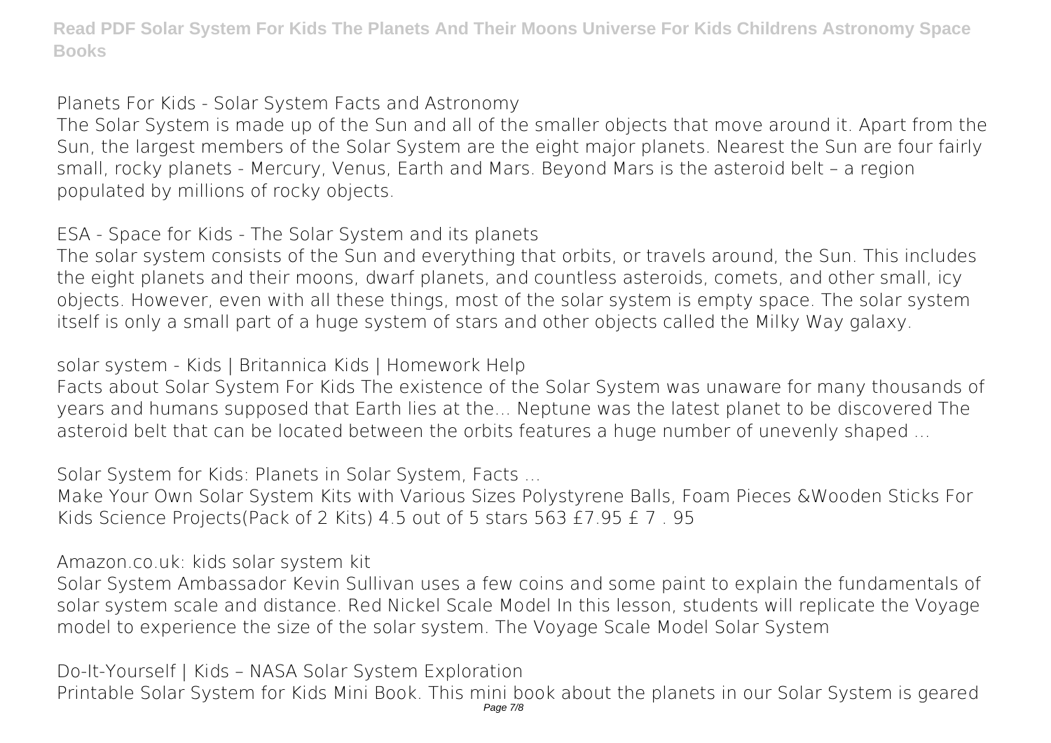**Planets For Kids - Solar System Facts and Astronomy**

The Solar System is made up of the Sun and all of the smaller objects that move around it. Apart from the Sun, the largest members of the Solar System are the eight major planets. Nearest the Sun are four fairly small, rocky planets - Mercury, Venus, Earth and Mars. Beyond Mars is the asteroid belt – a region populated by millions of rocky objects.

**ESA - Space for Kids - The Solar System and its planets**

The solar system consists of the Sun and everything that orbits, or travels around, the Sun. This includes the eight planets and their moons, dwarf planets, and countless asteroids, comets, and other small, icy objects. However, even with all these things, most of the solar system is empty space. The solar system itself is only a small part of a huge system of stars and other objects called the Milky Way galaxy.

**solar system - Kids | Britannica Kids | Homework Help**

Facts about Solar System For Kids The existence of the Solar System was unaware for many thousands of years and humans supposed that Earth lies at the... Neptune was the latest planet to be discovered The asteroid belt that can be located between the orbits features a huge number of unevenly shaped ...

**Solar System for Kids: Planets in Solar System, Facts ...**

Make Your Own Solar System Kits with Various Sizes Polystyrene Balls, Foam Pieces &Wooden Sticks For Kids Science Projects(Pack of 2 Kits) 4.5 out of 5 stars 563 £7.95 £ 7 . 95

**Amazon.co.uk: kids solar system kit**

Solar System Ambassador Kevin Sullivan uses a few coins and some paint to explain the fundamentals of solar system scale and distance. Red Nickel Scale Model In this lesson, students will replicate the Voyage model to experience the size of the solar system. The Voyage Scale Model Solar System

**Do-It-Yourself | Kids – NASA Solar System Exploration**

Printable Solar System for Kids Mini Book. This mini book about the planets in our Solar System is geared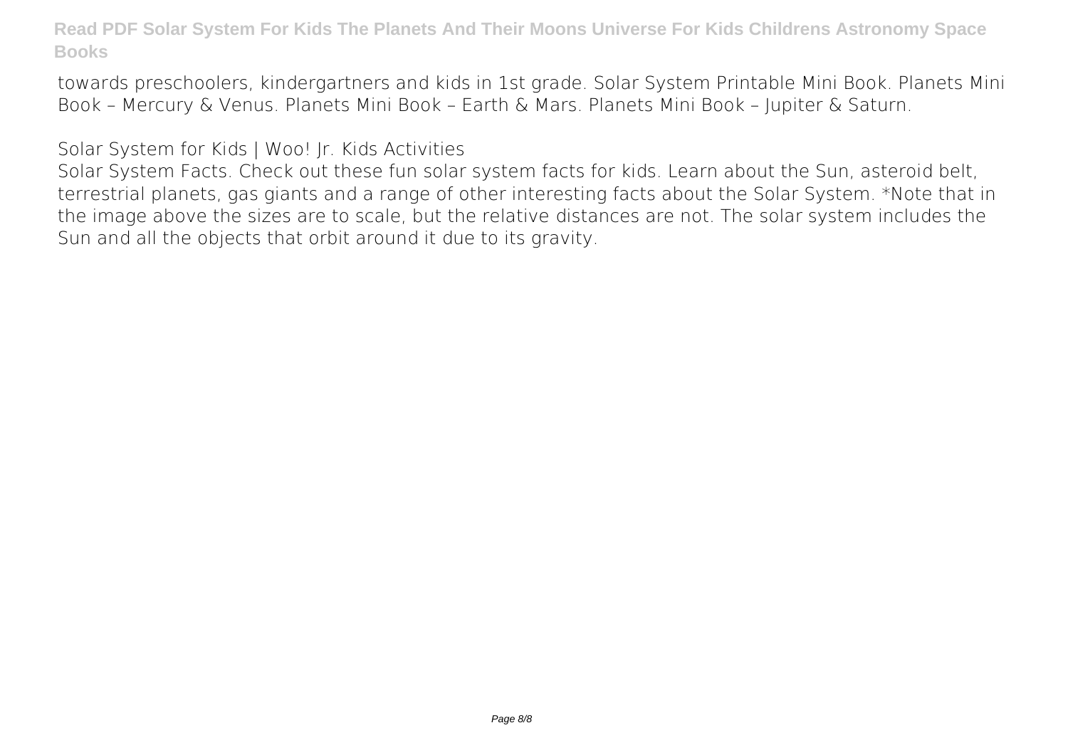towards preschoolers, kindergartners and kids in 1st grade. Solar System Printable Mini Book. Planets Mini Book – Mercury & Venus. Planets Mini Book – Earth & Mars. Planets Mini Book – Jupiter & Saturn.

Solar System for Kids | Woo! Jr. Kids Activities

Solar System Facts. Check out these fun solar system facts for kids. Learn about the Sun, asteroid belt, terrestrial planets, gas giants and a range of other interesting facts about the Solar System. *Note that in the image above the sizes are to scale, but the relative distances are not. The solar system includes the Sun and all the objects that orbit around it due to its gravity.